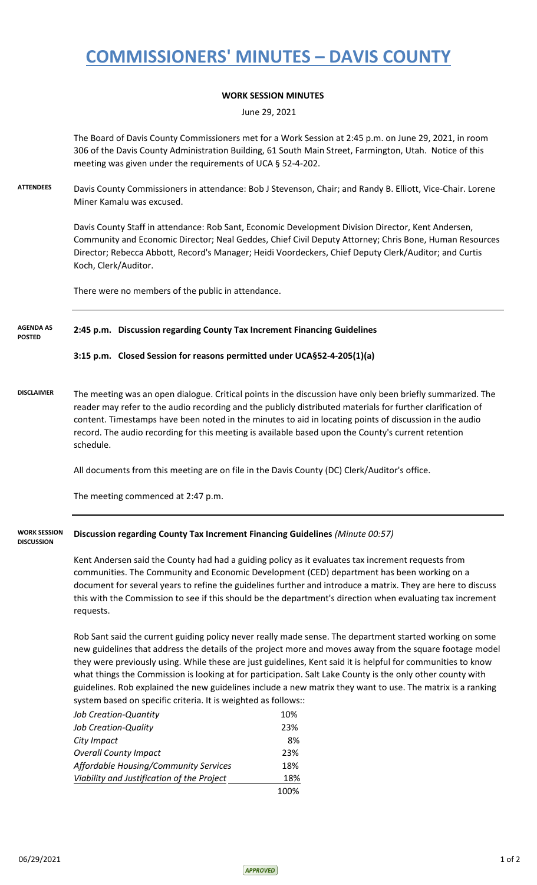# COMMISSIONERS' MINUTES – DAVIS COUNTY

**WORK SESSION MINUTES**

June 29, 2021

The Board of Davis County Commissioners met for a Work Session at 2:45 p.m. on June 29, 2021, in room 306 of the Davis County Administration Building, 61 South Main Street, Farmington, Utah. Notice of this meeting was given under the requirements of UCA § 52-4-202.

**ATTENDEES**

Davis County Commissioners in attendance: Bob J Stevenson, Chair; and Randy B. Elliott, Vice-Chair. Lorene Miner Kamalu was excused.

Davis County Staff in attendance: Rob Sant, Economic Development Division Director, Kent Andersen, Community and Economic Director; Neal Geddes, Chief Civil Deputy Attorney; Chris Bone, Human Resources Director; Rebecca Abbott, Record's Manager; Heidi Voordeckers, Chief Deputy Clerk/Auditor; and Curtis Koch, Clerk/Auditor.

There were no members of the public in attendance.

**AGENDA AS POSTED**

**2:45 p.m. Discussion regarding County Tax Increment Financing Guidelines**

**3:15 p.m. Closed Session for reasons permitted under UCA§52-4-205(1)(a)**

**DISCLAIMER**

The meeting was an open dialogue. Critical points in the discussion have only been briefly summarized. The reader may refer to the audio recording and the publicly distributed materials for further clarification of content. Timestamps have been noted in the minutes to aid in locating points of discussion in the audio record. The audio recording for this meeting is available based upon the County's current retention schedule.

All documents from this meeting are on file in the Davis County (DC) Clerk/Auditor's office.

The meeting commenced at 2:47 p.m.

**WORK SESSION DISCUSSION**

**Discussion regarding County Tax Increment Financing Guidelines** *(Minute 00:57)*

Kent Andersen said the County had had a guiding policy as it evaluates tax increment requests from communities. The Community and Economic Development (CED) department has been working on a document for several years to refine the guidelines further and introduce a matrix. They are here to discuss this with the Commission to see if this should be the department's direction when evaluating tax increment requests.

Rob Sant said the current guiding policy never really made sense. The department started working on some new guidelines that address the details of the project more and moves away from the square footage model they were previously using. While these are just guidelines, Kent said it is helpful for communities to know what things the Commission is looking at for participation. Salt Lake County is the only other county with guidelines. Rob explained the new guidelines include a new matrix they want to use. The matrix is a ranking system based on specific criteria. It is weighted as follows::

| | |
|---|---|
| *Job Creation-Quantity* | 10% |
| *Job Creation-Quality* | 23% |
| *City Impact* | 8% |
| *Overall County Impact* | 23% |
| *Affordable Housing/Community Services* | 18% |
| *Viability and Justification of the Project* | 18% |
| | 100% |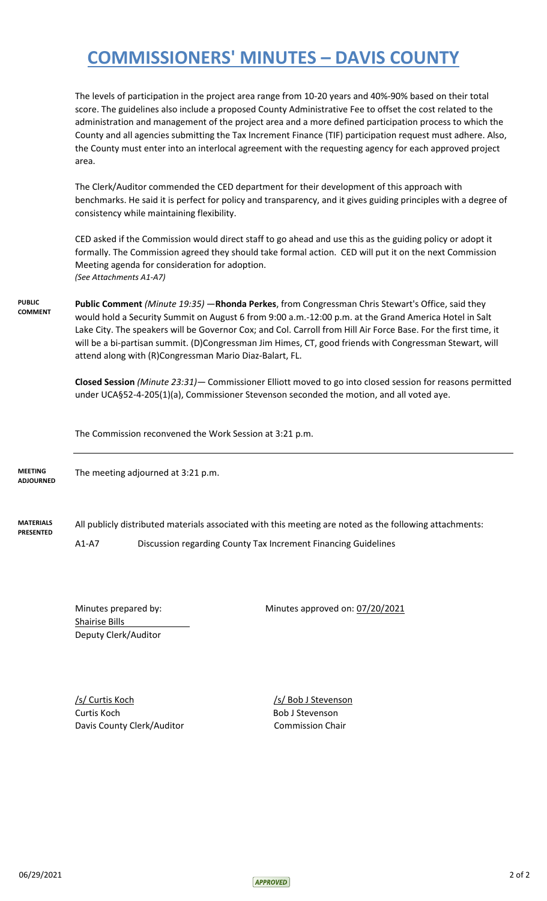# COMMISSIONERS' MINUTES – DAVIS COUNTY

The levels of participation in the project area range from 10-20 years and 40%-90% based on their total score. The guidelines also include a proposed County Administrative Fee to offset the cost related to the administration and management of the project area and a more defined participation process to which the County and all agencies submitting the Tax Increment Finance (TIF) participation request must adhere. Also, the County must enter into an interlocal agreement with the requesting agency for each approved project area.

The Clerk/Auditor commended the CED department for their development of this approach with benchmarks. He said it is perfect for policy and transparency, and it gives guiding principles with a degree of consistency while maintaining flexibility.

CED asked if the Commission would direct staff to go ahead and use this as the guiding policy or adopt it formally. The Commission agreed they should take formal action. CED will put it on the next Commission Meeting agenda for consideration for adoption.
*(See Attachments A1-A7)*

**PUBLIC COMMENT**

**Public Comment** *(Minute 19:35)* —**Rhonda Perkes**, from Congressman Chris Stewart's Office, said they would hold a Security Summit on August 6 from 9:00 a.m.-12:00 p.m. at the Grand America Hotel in Salt Lake City. The speakers will be Governor Cox; and Col. Carroll from Hill Air Force Base. For the first time, it will be a bi-partisan summit. (D)Congressman Jim Himes, CT, good friends with Congressman Stewart, will attend along with (R)Congressman Mario Diaz-Balart, FL.

**Closed Session** *(Minute 23:31)*— Commissioner Elliott moved to go into closed session for reasons permitted under UCA§52-4-205(1)(a), Commissioner Stevenson seconded the motion, and all voted aye.

The Commission reconvened the Work Session at 3:21 p.m.

**MEETING ADJOURNED**

The meeting adjourned at 3:21 p.m.

**MATERIALS PRESENTED**

All publicly distributed materials associated with this meeting are noted as the following attachments:

A1-A7 Discussion regarding County Tax Increment Financing Guidelines

Minutes prepared by: Shairise Bills, Deputy Clerk/Auditor

Minutes approved on: 07/20/2021

/s/ Curtis Koch
Curtis Koch
Davis County Clerk/Auditor

/s/ Bob J Stevenson
Bob J Stevenson
Commission Chair

06/29/2021

APPROVED